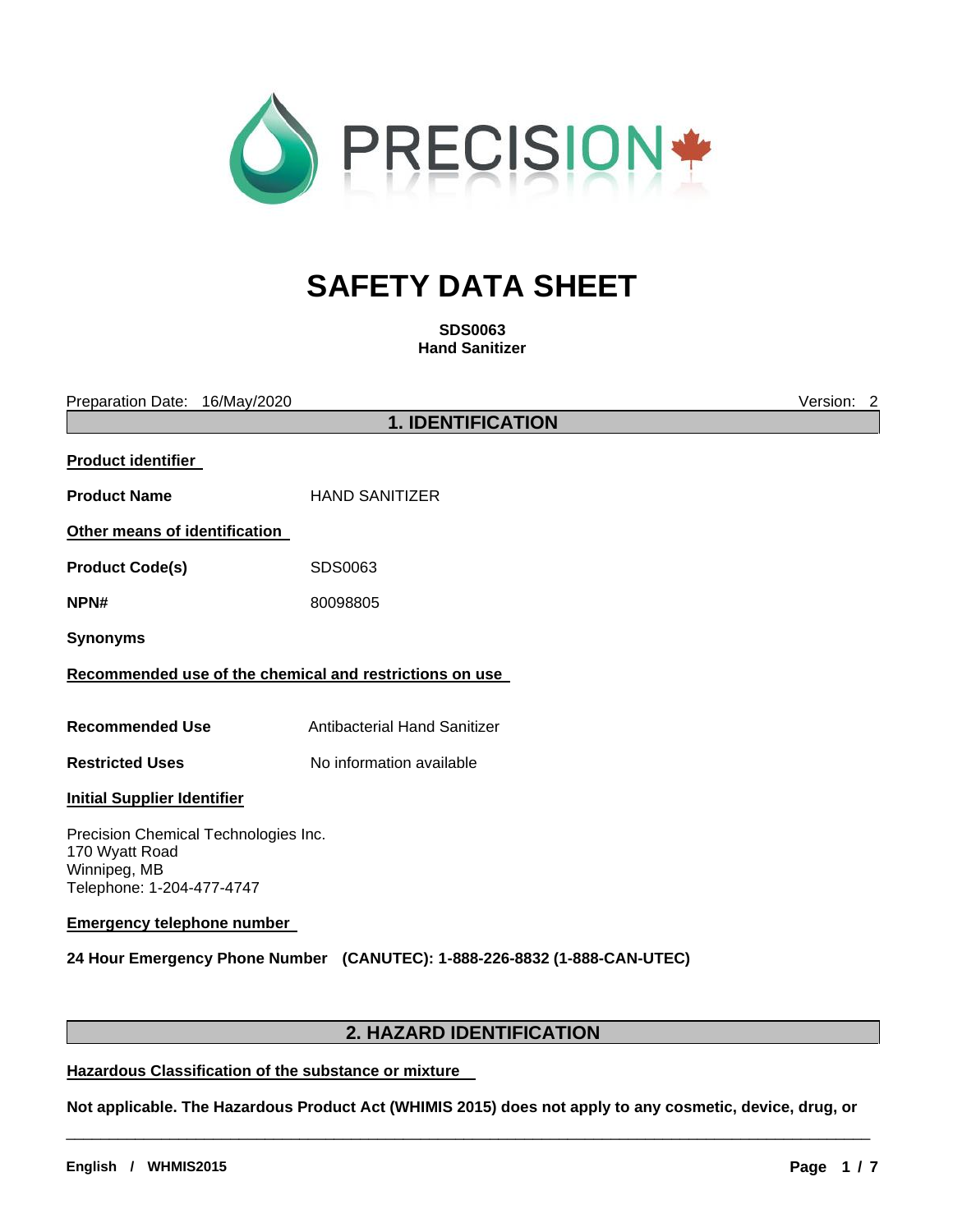PRECISION

# SAFETY DATA SHEET

**SDS0063**
**Hand Sanitizer**

Preparation Date: 16/May/2020

Version: 2

## 1. IDENTIFICATION

**Product identifier**

**Product Name** HANDSANITIZER

**Other means of identification**

**Product Code(s)** SDS0063

**NPN#** 80098805

**Synonyms**

**Recommended use of the chemical and restrictions on use**

**Recommended Use** Antibacterial Hand Sanitizer

**Restricted Uses** No information available

**Initial Supplier Identifier**

Precision Chemical Technologies Inc.
170 Wyatt Road
Winnipeg, MB
Telephone: 1-204-477-4747

**Emergency telephone number**

**24 Hour Emergency Phone Number (CANUTEC): 1-888-226-8832 (1-888-CAN-UTEC)**

## 2. HAZARD IDENTIFICATION

**Hazardous Classification of the substance or mixture**

**Not applicable. The Hazardous Product Act (WHIMIS 2015) does not apply to any cosmetic, device, drug, or**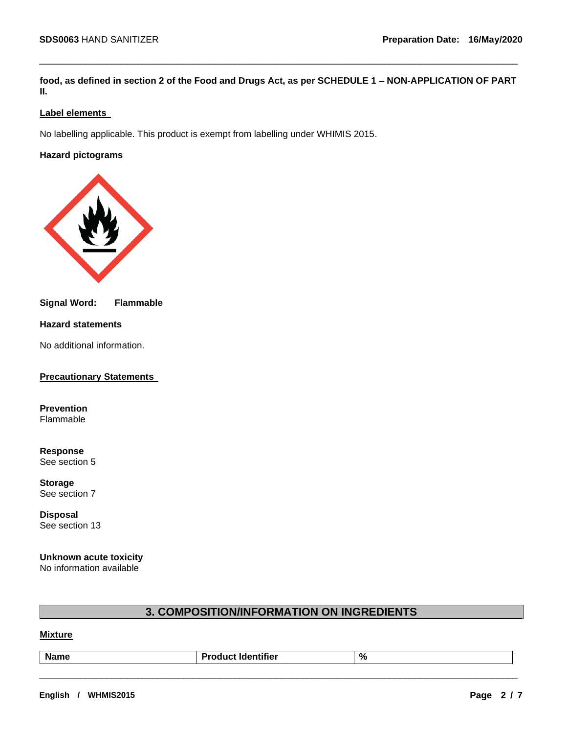**food, as defined in section 2 of the Food and Drugs Act, as per SCHEDULE 1 – NON-APPLICATION OF PART II.**

**Label elements**

No labelling applicable. This product is exempt from labelling under WHMIS 2015.

**Hazard pictograms**

**Signal Word:** **Flammable**

**Hazard statements**

No additional information.

**Precautionary Statements**

**Prevention**
Flammable

**Response**
See section 5

**Storage**
See section 7

**Disposal**
See section 13

**Unknown acute toxicity**
No information available

## 3. COMPOSITION/INFORMATION ON INGREDIENTS

**Mixture**

| Name | Product Identifier | % |
|---|---|---|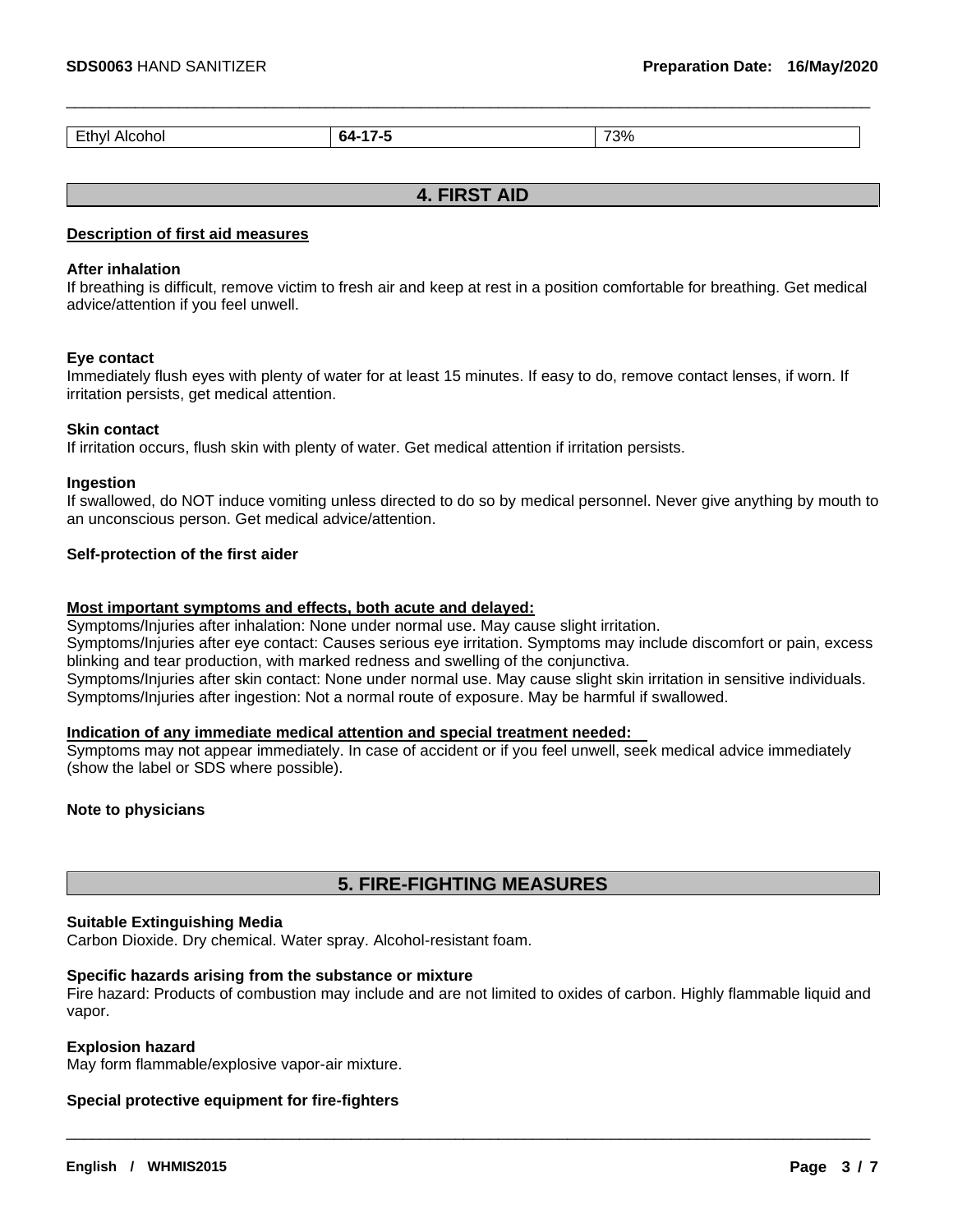| Ethyl Alcohol | **64-17-5** | 73% |
|---|---|---|

## 4. FIRST AID

**Description of first aid measures**

**After inhalation**
If breathing is difficult, remove victim to fresh air and keep at rest in a position comfortable for breathing. Get medical advice/attention if you feel unwell.

**Eye contact**
Immediately flush eyes with plenty of water for at least 15 minutes. If easy to do, remove contact lenses, if worn. If irritation persists, get medical attention.

**Skin contact**
If irritation occurs, flush skin with plenty of water. Get medical attention if irritation persists.

**Ingestion**
If swallowed, do NOT induce vomiting unless directed to do so by medical personnel. Never give anything by mouth to an unconscious person. Get medical advice/attention.

**Self-protection of the first aider**

**Most important symptoms and effects, both acute and delayed:**
Symptoms/Injuries after inhalation: None under normal use. May cause slight irritation.
Symptoms/Injuries after eye contact: Causes serious eye irritation. Symptoms may include discomfort or pain, excess blinking and tear production, with marked redness and swelling of the conjunctiva.
Symptoms/Injuries after skin contact: None under normal use. May cause slight skin irritation in sensitive individuals.
Symptoms/Injuries after ingestion: Not a normal route of exposure. May be harmful if swallowed.

**Indication of any immediate medical attention and special treatment needed:**
Symptoms may not appear immediately. In case of accident or if you feel unwell, seek medical advice immediately (show the label or SDS where possible).

**Note to physicians**

## 5. FIRE-FIGHTING MEASURES

**Suitable Extinguishing Media**
Carbon Dioxide. Dry chemical. Water spray. Alcohol-resistant foam.

**Specific hazards arising from the substance or mixture**
Fire hazard: Products of combustion may include and are not limited to oxides of carbon. Highly flammable liquid and vapor.

**Explosion hazard**
May form flammable/explosive vapor-air mixture.

**Special protective equipment for fire-fighters**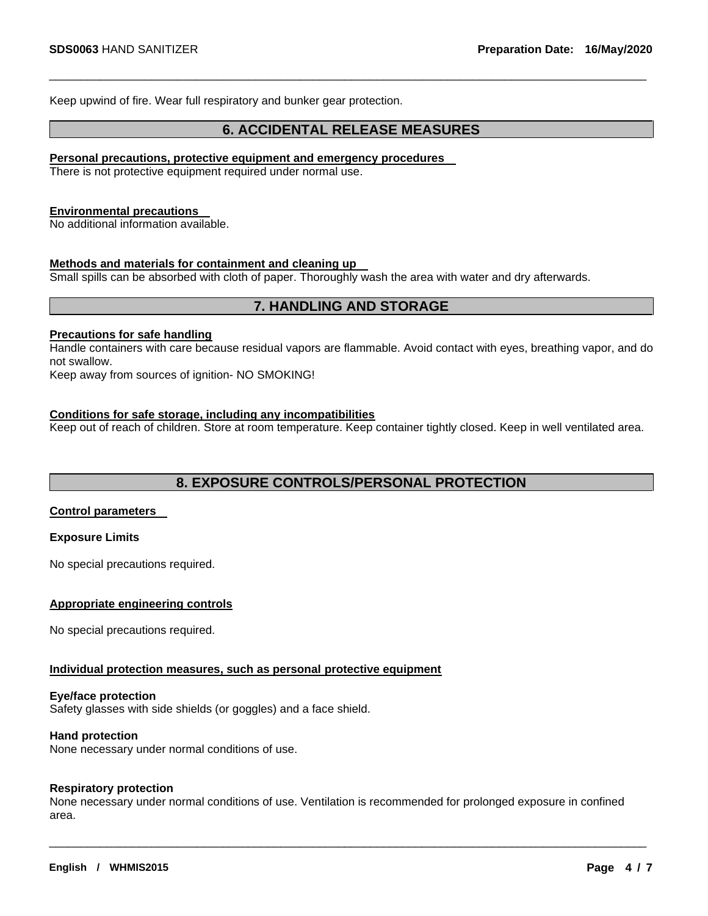Keep upwind of fire. Wear full respiratory and bunker gear protection.

## 6. ACCIDENTAL RELEASE MEASURES

**Personal precautions, protective equipment and emergency procedures**

There is not protective equipment required under normal use.

**Environmental precautions**

No additional information available.

**Methods and materials for containment and cleaning up**

Small spills can be absorbed with cloth of paper. Thoroughly wash the area with water and dry afterwards.

## 7. HANDLING AND STORAGE

**Precautions for safe handling**

Handle containers with care because residual vapors are flammable. Avoid contact with eyes, breathing vapor, and do not swallow.

Keep away from sources of ignition- NO SMOKING!

**Conditions for safe storage, including any incompatibilities**

Keep out of reach of children. Store at room temperature. Keep container tightly closed. Keep in well ventilated area.

## 8. EXPOSURE CONTROLS/PERSONAL PROTECTION

**Control parameters**

**Exposure Limits**

No special precautions required.

**Appropriate engineering controls**

No special precautions required.

**Individual protection measures, such as personal protective equipment**

**Eye/face protection**

Safety glasses with side shields (or goggles) and a face shield.

**Hand protection**

None necessary under normal conditions of use.

**Respiratory protection**

None necessary under normal conditions of use. Ventilation is recommended for prolonged exposure in confined area.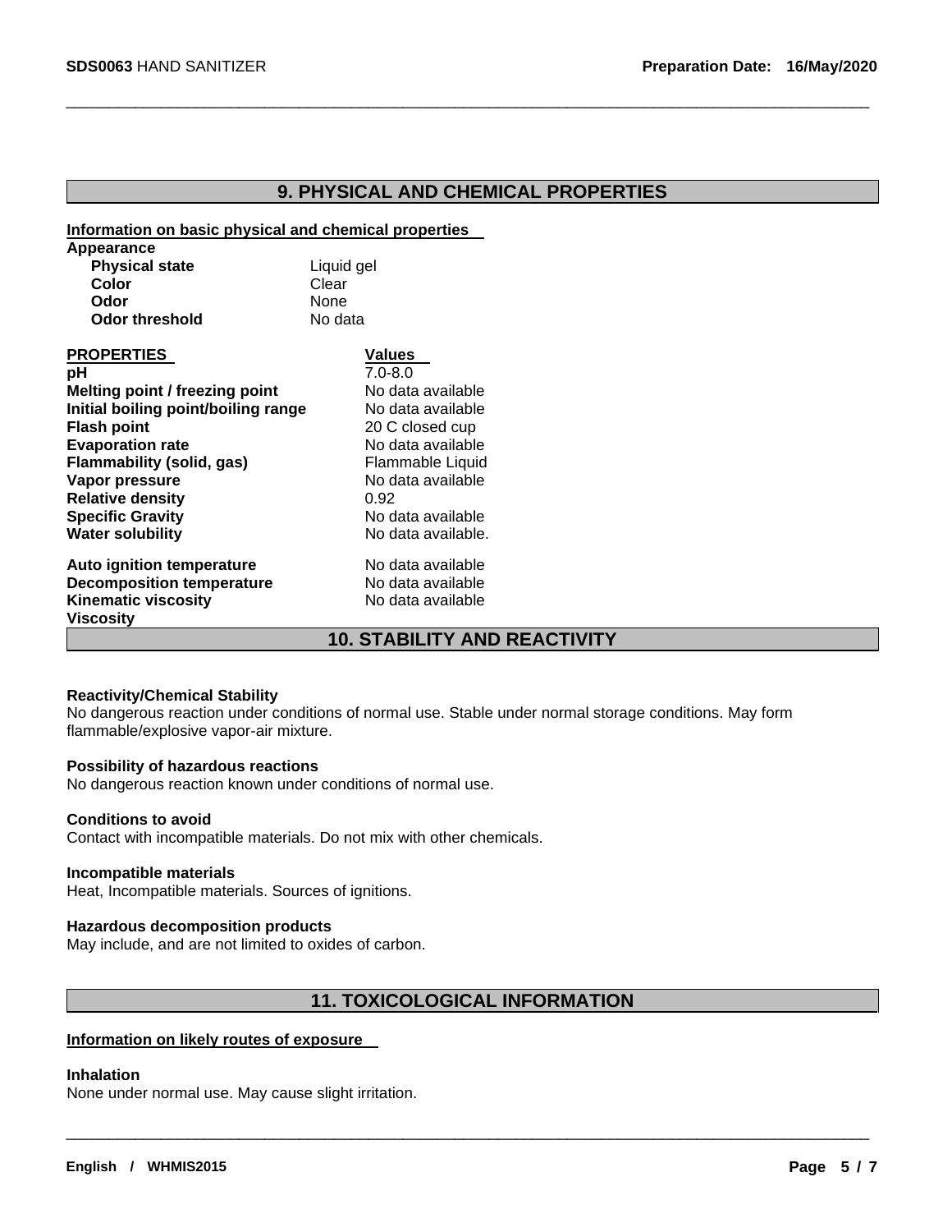## 9. PHYSICAL AND CHEMICAL PROPERTIES

**Information on basic physical and chemical properties**

**Appearance**

| | |
|---|---|
| **Physical state** | Liquid gel |
| **Color** | Clear |
| **Odor** | None |
| **Odor threshold** | No data |

| PROPERTIES | Values |
|---|---|
| **pH** | 7.0-8.0 |
| **Melting point / freezing point** | No data available |
| **Initial boiling point/boiling range** | No data available |
| **Flash point** | 20 C closed cup |
| **Evaporation rate** | No data available |
| **Flammability (solid, gas)** | Flammable Liquid |
| **Vapor pressure** | No data available |
| **Relative density** | 0.92 |
| **Specific Gravity** | No data available |
| **Water solubility** | No data available. |
| **Auto ignition temperature** | No data available |
| **Decomposition temperature** | No data available |
| **Kinematic viscosity** | No data available |
| **Viscosity** | |

## 10. STABILITY AND REACTIVITY

**Reactivity/Chemical Stability**

No dangerous reaction under conditions of normal use. Stable under normal storage conditions. May form flammable/explosive vapor-air mixture.

**Possibility of hazardous reactions**

No dangerous reaction known under conditions of normal use.

**Conditions to avoid**

Contact with incompatible materials. Do not mix with other chemicals.

**Incompatible materials**

Heat, Incompatible materials. Sources of ignitions.

**Hazardous decomposition products**

May include, and are not limited to oxides of carbon.

## 11. TOXICOLOGICAL INFORMATION

**Information on likely routes of exposure**

**Inhalation**

None under normal use. May cause slight irritation.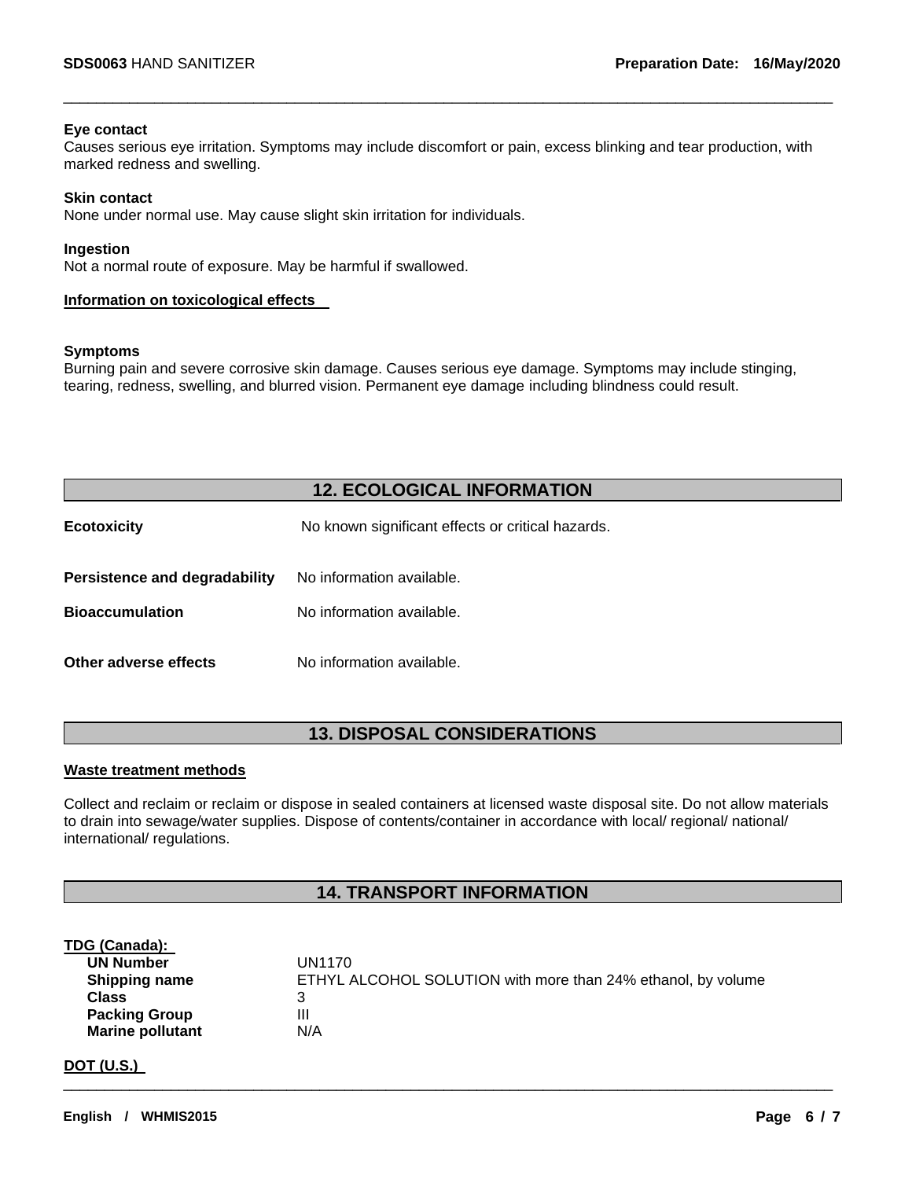**Eye contact**
Causes serious eye irritation. Symptoms may include discomfort or pain, excess blinking and tear production, with marked redness and swelling.

**Skin contact**
None under normal use. May cause slight skin irritation for individuals.

**Ingestion**
Not a normal route of exposure. May be harmful if swallowed.

**Information on toxicological effects**

**Symptoms**
Burning pain and severe corrosive skin damage. Causes serious eye damage. Symptoms may include stinging, tearing, redness, swelling, and blurred vision. Permanent eye damage including blindness could result.

## 12. ECOLOGICAL INFORMATION

**Ecotoxicity** No known significant effects or critical hazards.

**Persistence and degradability** No information available.

**Bioaccumulation** No information available.

**Other adverse effects** No information available.

## 13. DISPOSAL CONSIDERATIONS

**Waste treatment methods**

Collect and reclaim or reclaim or dispose in sealed containers at licensed waste disposal site. Do not allow materials to drain into sewage/water supplies. Dispose of contents/container in accordance with local/ regional/ national/ international/ regulations.

## 14. TRANSPORT INFORMATION

**TDG (Canada):**

| | |
|---|---|
| **UN Number** | UN1170 |
| **Shipping name** | ETHYL ALCOHOL SOLUTION with more than 24% ethanol, by volume |
| **Class** | 3 |
| **Packing Group** | III |
| **Marine pollutant** | N/A |

**DOT (U.S.)**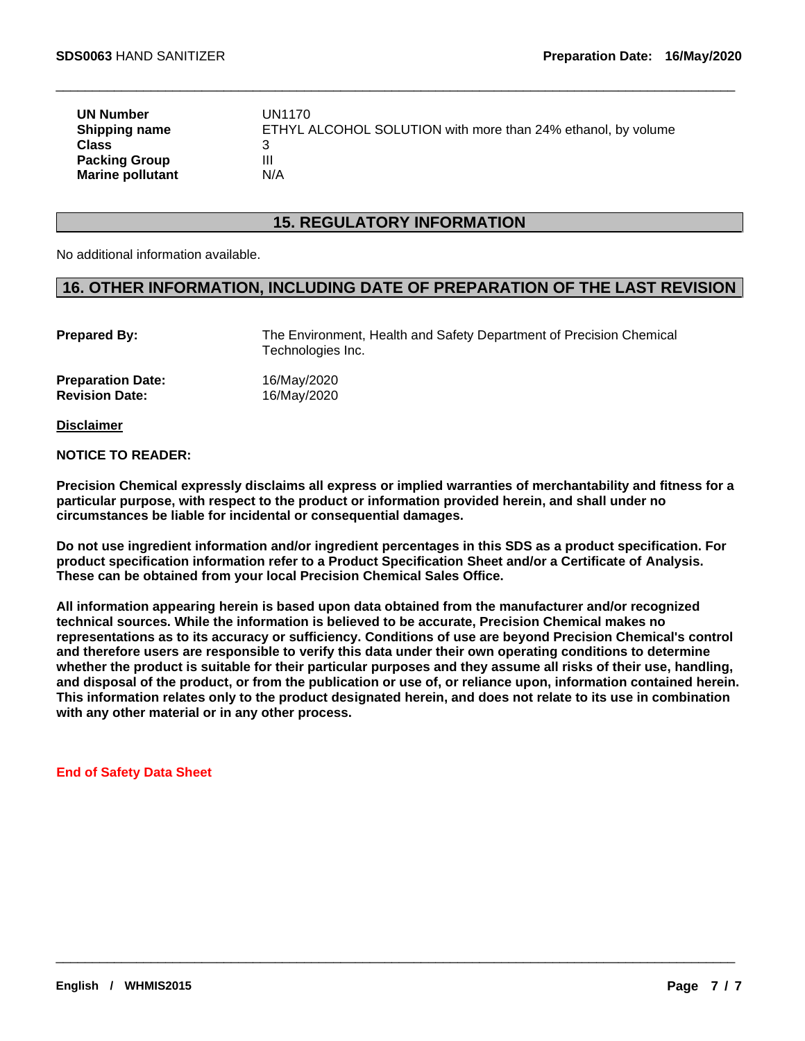| | |
|---|---|
| **UN Number** | UN1170 |
| **Shipping name** | ETHYL ALCOHOL SOLUTION with more than 24% ethanol, by volume |
| **Class** | 3 |
| **Packing Group** | III |
| **Marine pollutant** | N/A |

## 15. REGULATORY INFORMATION

No additional information available.

## 16. OTHER INFORMATION, INCLUDING DATE OF PREPARATION OF THE LAST REVISION

| | |
|---|---|
| **Prepared By:** | The Environment, Health and Safety Department of Precision Chemical Technologies Inc. |
| **Preparation Date:** | 16/May/2020 |
| **Revision Date:** | 16/May/2020 |

**Disclaimer**

**NOTICE TO READER:**

**Precision Chemical expressly disclaims all express or implied warranties of merchantability and fitness for a particular purpose, with respect to the product or information provided herein, and shall under no circumstances be liable for incidental or consequential damages.**

**Do not use ingredient information and/or ingredient percentages in this SDS as a product specification. For product specification information refer to a Product Specification Sheet and/or a Certificate of Analysis. These can be obtained from your local Precision Chemical Sales Office.**

**All information appearing herein is based upon data obtained from the manufacturer and/or recognized technical sources. While the information is believed to be accurate, Precision Chemical makes no representations as to its accuracy or sufficiency. Conditions of use are beyond Precision Chemical's control and therefore users are responsible to verify this data under their own operating conditions to determine whether the product is suitable for their particular purposes and they assume all risks of their use, handling, and disposal of the product, or from the publication or use of, or reliance upon, information contained herein. This information relates only to the product designated herein, and does not relate to its use in combination with any other material or in any other process.**

**End of Safety Data Sheet**